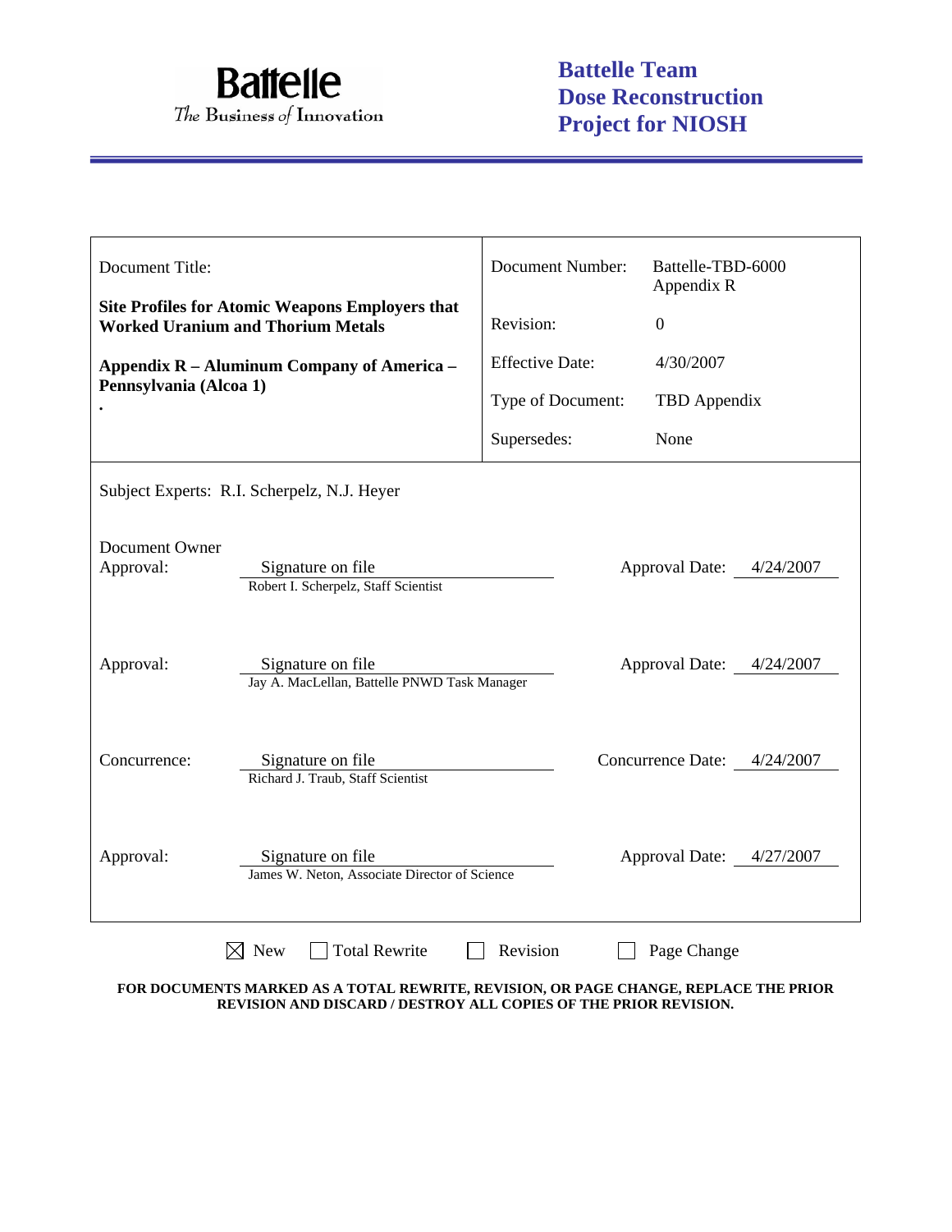**Battelle**
*The Business of Innovation*

**Battelle Team Dose Reconstruction Project for NIOSH**

| Document Title: | | Document Number: | Battelle-TBD-6000 Appendix R |
|---|---|---|---|
| **Site Profiles for Atomic Weapons Employers that Worked Uranium and Thorium Metals** | | Revision: | 0 |
| **Appendix R – Aluminum Company of America – Pennsylvania (Alcoa 1)** | | Effective Date: | 4/30/2007 |
| **.** | | Type of Document: | TBD Appendix |
| | | Supersedes: | None |

Subject Experts: R.I. Scherpelz, N.J. Heyer

| | | | |
|---|---|---|---|
| Document Owner Approval: | Signature on file<br>Robert I. Scherpelz, Staff Scientist | Approval Date: | 4/24/2007 |
| Approval: | Signature on file<br>Jay A. MacLellan, Battelle PNWD Task Manager | Approval Date: | 4/24/2007 |
| Concurrence: | Signature on file<br>Richard J. Traub, Staff Scientist | Concurrence Date: | 4/24/2007 |
| Approval: | Signature on file<br>James W. Neton, Associate Director of Science | Approval Date: | 4/27/2007 |

☒ New ☐ Total Rewrite ☐ Revision ☐ Page Change

**FOR DOCUMENTS MARKED AS A TOTAL REWRITE, REVISION, OR PAGE CHANGE, REPLACE THE PRIOR REVISION AND DISCARD / DESTROY ALL COPIES OF THE PRIOR REVISION.**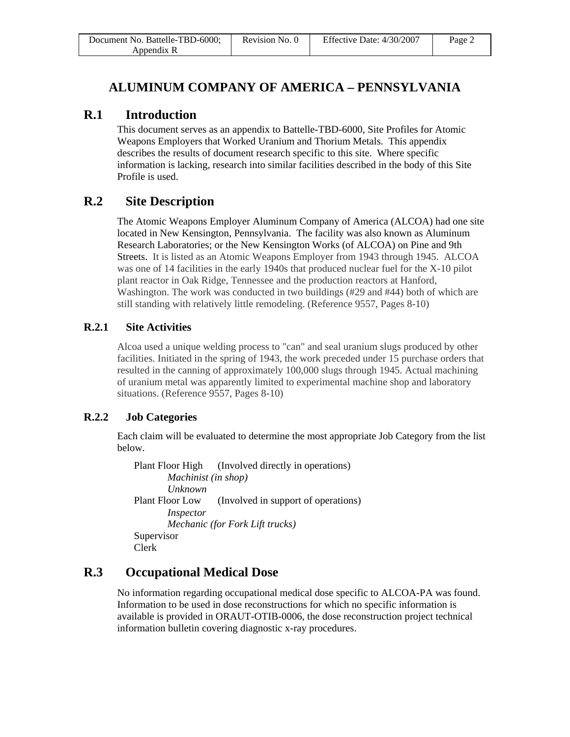# ALUMINUM COMPANY OF AMERICA – PENNSYLVANIA

## R.1 Introduction

This document serves as an appendix to Battelle-TBD-6000, Site Profiles for Atomic Weapons Employers that Worked Uranium and Thorium Metals. This appendix describes the results of document research specific to this site. Where specific information is lacking, research into similar facilities described in the body of this Site Profile is used.

## R.2 Site Description

The Atomic Weapons Employer Aluminum Company of America (ALCOA) had one site located in New Kensington, Pennsylvania. The facility was also known as Aluminum Research Laboratories; or the New Kensington Works (of ALCOA) on Pine and 9th Streets. It is listed as an Atomic Weapons Employer from 1943 through 1945. ALCOA was one of 14 facilities in the early 1940s that produced nuclear fuel for the X-10 pilot plant reactor in Oak Ridge, Tennessee and the production reactors at Hanford, Washington. The work was conducted in two buildings (#29 and #44) both of which are still standing with relatively little remodeling. (Reference 9557, Pages 8-10)

### R.2.1 Site Activities

Alcoa used a unique welding process to "can" and seal uranium slugs produced by other facilities. Initiated in the spring of 1943, the work preceded under 15 purchase orders that resulted in the canning of approximately 100,000 slugs through 1945. Actual machining of uranium metal was apparently limited to experimental machine shop and laboratory situations. (Reference 9557, Pages 8-10)

### R.2.2 Job Categories

Each claim will be evaluated to determine the most appropriate Job Category from the list below.

- Plant Floor High (Involved directly in operations)
  - *Machinist (in shop)*
  - *Unknown*
- Plant Floor Low (Involved in support of operations)
  - *Inspector*
  - *Mechanic (for Fork Lift trucks)*
- Supervisor
- Clerk

## R.3 Occupational Medical Dose

No information regarding occupational medical dose specific to ALCOA-PA was found. Information to be used in dose reconstructions for which no specific information is available is provided in ORAUT-OTIB-0006, the dose reconstruction project technical information bulletin covering diagnostic x-ray procedures.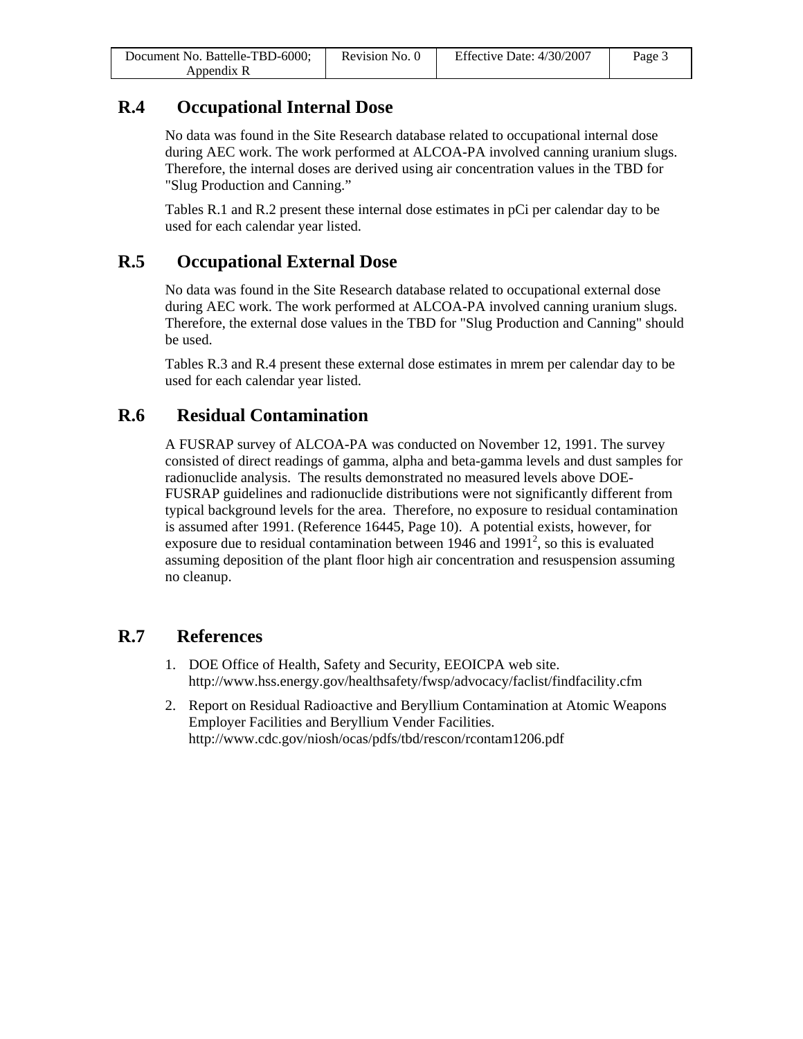## R.4 Occupational Internal Dose

No data was found in the Site Research database related to occupational internal dose during AEC work. The work performed at ALCOA-PA involved canning uranium slugs. Therefore, the internal doses are derived using air concentration values in the TBD for "Slug Production and Canning."

Tables R.1 and R.2 present these internal dose estimates in pCi per calendar day to be used for each calendar year listed.

## R.5 Occupational External Dose

No data was found in the Site Research database related to occupational external dose during AEC work. The work performed at ALCOA-PA involved canning uranium slugs. Therefore, the external dose values in the TBD for "Slug Production and Canning" should be used.

Tables R.3 and R.4 present these external dose estimates in mrem per calendar day to be used for each calendar year listed.

## R.6 Residual Contamination

A FUSRAP survey of ALCOA-PA was conducted on November 12, 1991. The survey consisted of direct readings of gamma, alpha and beta-gamma levels and dust samples for radionuclide analysis. The results demonstrated no measured levels above DOE-FUSRAP guidelines and radionuclide distributions were not significantly different from typical background levels for the area. Therefore, no exposure to residual contamination is assumed after 1991. (Reference 16445, Page 10). A potential exists, however, for exposure due to residual contamination between 1946 and 1991[2], so this is evaluated assuming deposition of the plant floor high air concentration and resuspension assuming no cleanup.

## R.7 References

1. DOE Office of Health, Safety and Security, EEOICPA web site. http://www.hss.energy.gov/healthsafety/fwsp/advocacy/faclist/findfacility.cfm
2. Report on Residual Radioactive and Beryllium Contamination at Atomic Weapons Employer Facilities and Beryllium Vender Facilities. http://www.cdc.gov/niosh/ocas/pdfs/tbd/rescon/rcontam1206.pdf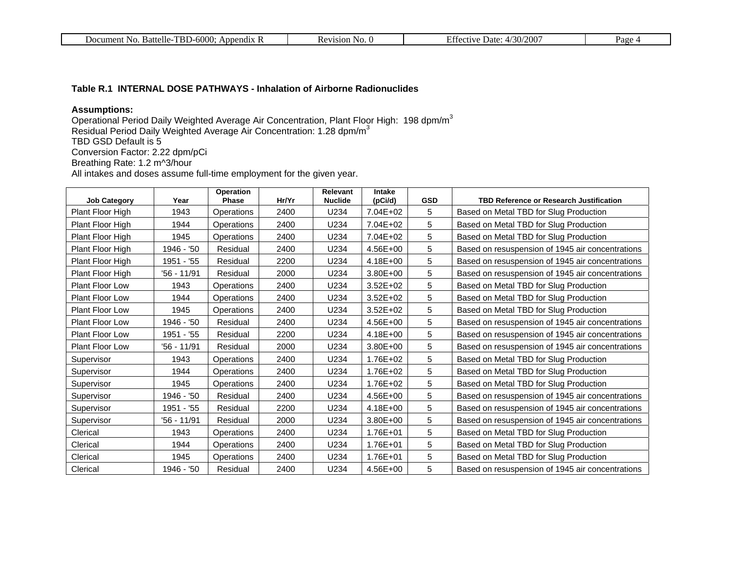**Table R.1 INTERNAL DOSE PATHWAYS - Inhalation of Airborne Radionuclides**

**Assumptions:**
Operational Period Daily Weighted Average Air Concentration, Plant Floor High: 198 dpm/m$^3$
Residual Period Daily Weighted Average Air Concentration: 1.28 dpm/m$^3$
TBD GSD Default is 5
Conversion Factor: 2.22 dpm/pCi
Breathing Rate: 1.2 m^3/hour
All intakes and doses assume full-time employment for the given year.

| Job Category | Year | Operation Phase | Hr/Yr | Relevant Nuclide | Intake (pCi/d) | GSD | TBD Reference or Research Justification |
|---|---|---|---|---|---|---|---|
| Plant Floor High | 1943 | Operations | 2400 | U234 | 7.04E+02 | 5 | Based on Metal TBD for Slug Production |
| Plant Floor High | 1944 | Operations | 2400 | U234 | 7.04E+02 | 5 | Based on Metal TBD for Slug Production |
| Plant Floor High | 1945 | Operations | 2400 | U234 | 7.04E+02 | 5 | Based on Metal TBD for Slug Production |
| Plant Floor High | 1946 - '50 | Residual | 2400 | U234 | 4.56E+00 | 5 | Based on resuspension of 1945 air concentrations |
| Plant Floor High | 1951 - '55 | Residual | 2200 | U234 | 4.18E+00 | 5 | Based on resuspension of 1945 air concentrations |
| Plant Floor High | '56 - 11/91 | Residual | 2000 | U234 | 3.80E+00 | 5 | Based on resuspension of 1945 air concentrations |
| Plant Floor Low | 1943 | Operations | 2400 | U234 | 3.52E+02 | 5 | Based on Metal TBD for Slug Production |
| Plant Floor Low | 1944 | Operations | 2400 | U234 | 3.52E+02 | 5 | Based on Metal TBD for Slug Production |
| Plant Floor Low | 1945 | Operations | 2400 | U234 | 3.52E+02 | 5 | Based on Metal TBD for Slug Production |
| Plant Floor Low | 1946 - '50 | Residual | 2400 | U234 | 4.56E+00 | 5 | Based on resuspension of 1945 air concentrations |
| Plant Floor Low | 1951 - '55 | Residual | 2200 | U234 | 4.18E+00 | 5 | Based on resuspension of 1945 air concentrations |
| Plant Floor Low | '56 - 11/91 | Residual | 2000 | U234 | 3.80E+00 | 5 | Based on resuspension of 1945 air concentrations |
| Supervisor | 1943 | Operations | 2400 | U234 | 1.76E+02 | 5 | Based on Metal TBD for Slug Production |
| Supervisor | 1944 | Operations | 2400 | U234 | 1.76E+02 | 5 | Based on Metal TBD for Slug Production |
| Supervisor | 1945 | Operations | 2400 | U234 | 1.76E+02 | 5 | Based on Metal TBD for Slug Production |
| Supervisor | 1946 - '50 | Residual | 2400 | U234 | 4.56E+00 | 5 | Based on resuspension of 1945 air concentrations |
| Supervisor | 1951 - '55 | Residual | 2200 | U234 | 4.18E+00 | 5 | Based on resuspension of 1945 air concentrations |
| Supervisor | '56 - 11/91 | Residual | 2000 | U234 | 3.80E+00 | 5 | Based on resuspension of 1945 air concentrations |
| Clerical | 1943 | Operations | 2400 | U234 | 1.76E+01 | 5 | Based on Metal TBD for Slug Production |
| Clerical | 1944 | Operations | 2400 | U234 | 1.76E+01 | 5 | Based on Metal TBD for Slug Production |
| Clerical | 1945 | Operations | 2400 | U234 | 1.76E+01 | 5 | Based on Metal TBD for Slug Production |
| Clerical | 1946 - '50 | Residual | 2400 | U234 | 4.56E+00 | 5 | Based on resuspension of 1945 air concentrations |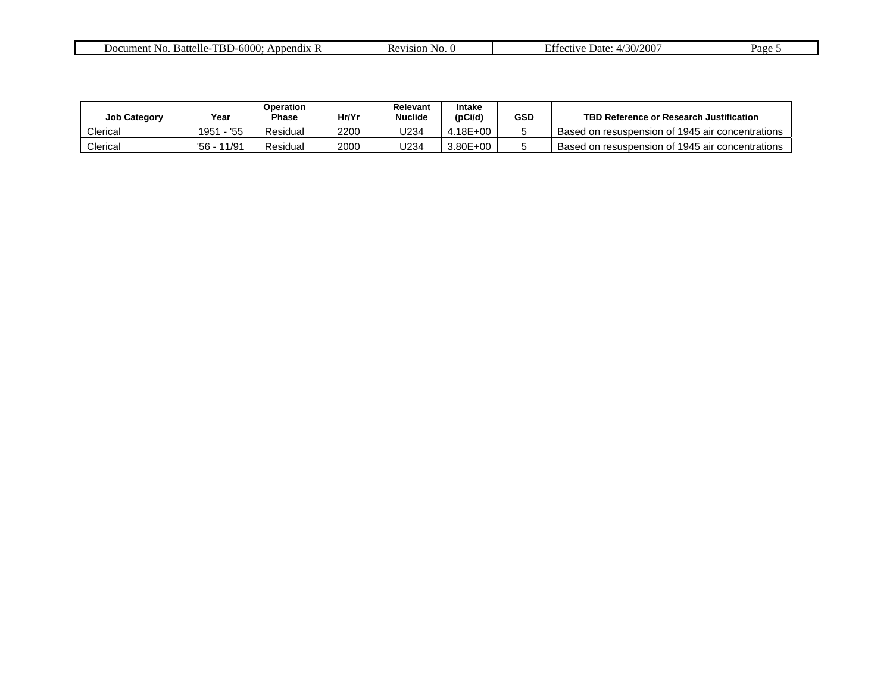| Job Category | Year | Operation Phase | Hr/Yr | Relevant Nuclide | Intake (pCi/d) | GSD | TBD Reference or Research Justification |
|---|---|---|---|---|---|---|---|
| Clerical | 1951 - '55 | Residual | 2200 | U234 | 4.18E+00 | 5 | Based on resuspension of 1945 air concentrations |
| Clerical | '56 - 11/91 | Residual | 2000 | U234 | 3.80E+00 | 5 | Based on resuspension of 1945 air concentrations |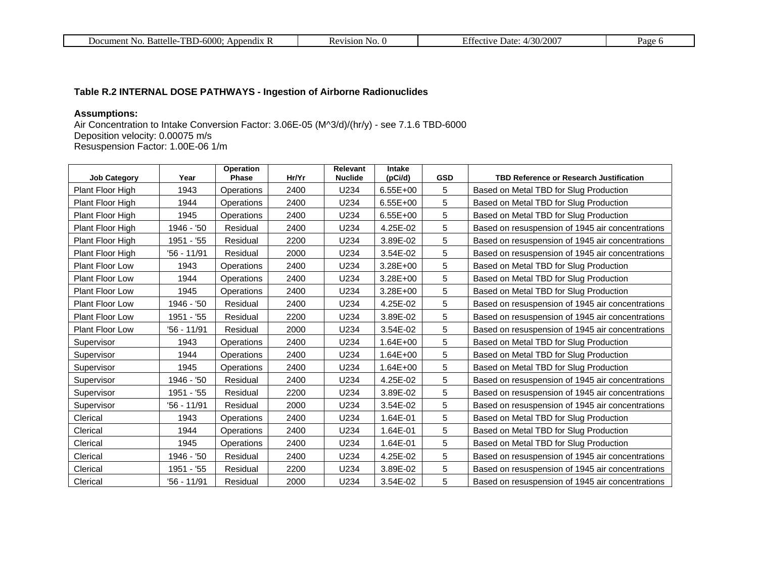**Table R.2 INTERNAL DOSE PATHWAYS - Ingestion of Airborne Radionuclides**

**Assumptions:**
Air Concentration to Intake Conversion Factor: 3.06E-05 (M^3/d)/(hr/y) - see 7.1.6 TBD-6000
Deposition velocity: 0.00075 m/s
Resuspension Factor: 1.00E-06 1/m

| Job Category | Year | Operation Phase | Hr/Yr | Relevant Nuclide | Intake (pCi/d) | GSD | TBD Reference or Research Justification |
|---|---|---|---|---|---|---|---|
| Plant Floor High | 1943 | Operations | 2400 | U234 | 6.55E+00 | 5 | Based on Metal TBD for Slug Production |
| Plant Floor High | 1944 | Operations | 2400 | U234 | 6.55E+00 | 5 | Based on Metal TBD for Slug Production |
| Plant Floor High | 1945 | Operations | 2400 | U234 | 6.55E+00 | 5 | Based on Metal TBD for Slug Production |
| Plant Floor High | 1946 - '50 | Residual | 2400 | U234 | 4.25E-02 | 5 | Based on resuspension of 1945 air concentrations |
| Plant Floor High | 1951 - '55 | Residual | 2200 | U234 | 3.89E-02 | 5 | Based on resuspension of 1945 air concentrations |
| Plant Floor High | '56 - 11/91 | Residual | 2000 | U234 | 3.54E-02 | 5 | Based on resuspension of 1945 air concentrations |
| Plant Floor Low | 1943 | Operations | 2400 | U234 | 3.28E+00 | 5 | Based on Metal TBD for Slug Production |
| Plant Floor Low | 1944 | Operations | 2400 | U234 | 3.28E+00 | 5 | Based on Metal TBD for Slug Production |
| Plant Floor Low | 1945 | Operations | 2400 | U234 | 3.28E+00 | 5 | Based on Metal TBD for Slug Production |
| Plant Floor Low | 1946 - '50 | Residual | 2400 | U234 | 4.25E-02 | 5 | Based on resuspension of 1945 air concentrations |
| Plant Floor Low | 1951 - '55 | Residual | 2200 | U234 | 3.89E-02 | 5 | Based on resuspension of 1945 air concentrations |
| Plant Floor Low | '56 - 11/91 | Residual | 2000 | U234 | 3.54E-02 | 5 | Based on resuspension of 1945 air concentrations |
| Supervisor | 1943 | Operations | 2400 | U234 | 1.64E+00 | 5 | Based on Metal TBD for Slug Production |
| Supervisor | 1944 | Operations | 2400 | U234 | 1.64E+00 | 5 | Based on Metal TBD for Slug Production |
| Supervisor | 1945 | Operations | 2400 | U234 | 1.64E+00 | 5 | Based on Metal TBD for Slug Production |
| Supervisor | 1946 - '50 | Residual | 2400 | U234 | 4.25E-02 | 5 | Based on resuspension of 1945 air concentrations |
| Supervisor | 1951 - '55 | Residual | 2200 | U234 | 3.89E-02 | 5 | Based on resuspension of 1945 air concentrations |
| Supervisor | '56 - 11/91 | Residual | 2000 | U234 | 3.54E-02 | 5 | Based on resuspension of 1945 air concentrations |
| Clerical | 1943 | Operations | 2400 | U234 | 1.64E-01 | 5 | Based on Metal TBD for Slug Production |
| Clerical | 1944 | Operations | 2400 | U234 | 1.64E-01 | 5 | Based on Metal TBD for Slug Production |
| Clerical | 1945 | Operations | 2400 | U234 | 1.64E-01 | 5 | Based on Metal TBD for Slug Production |
| Clerical | 1946 - '50 | Residual | 2400 | U234 | 4.25E-02 | 5 | Based on resuspension of 1945 air concentrations |
| Clerical | 1951 - '55 | Residual | 2200 | U234 | 3.89E-02 | 5 | Based on resuspension of 1945 air concentrations |
| Clerical | '56 - 11/91 | Residual | 2000 | U234 | 3.54E-02 | 5 | Based on resuspension of 1945 air concentrations |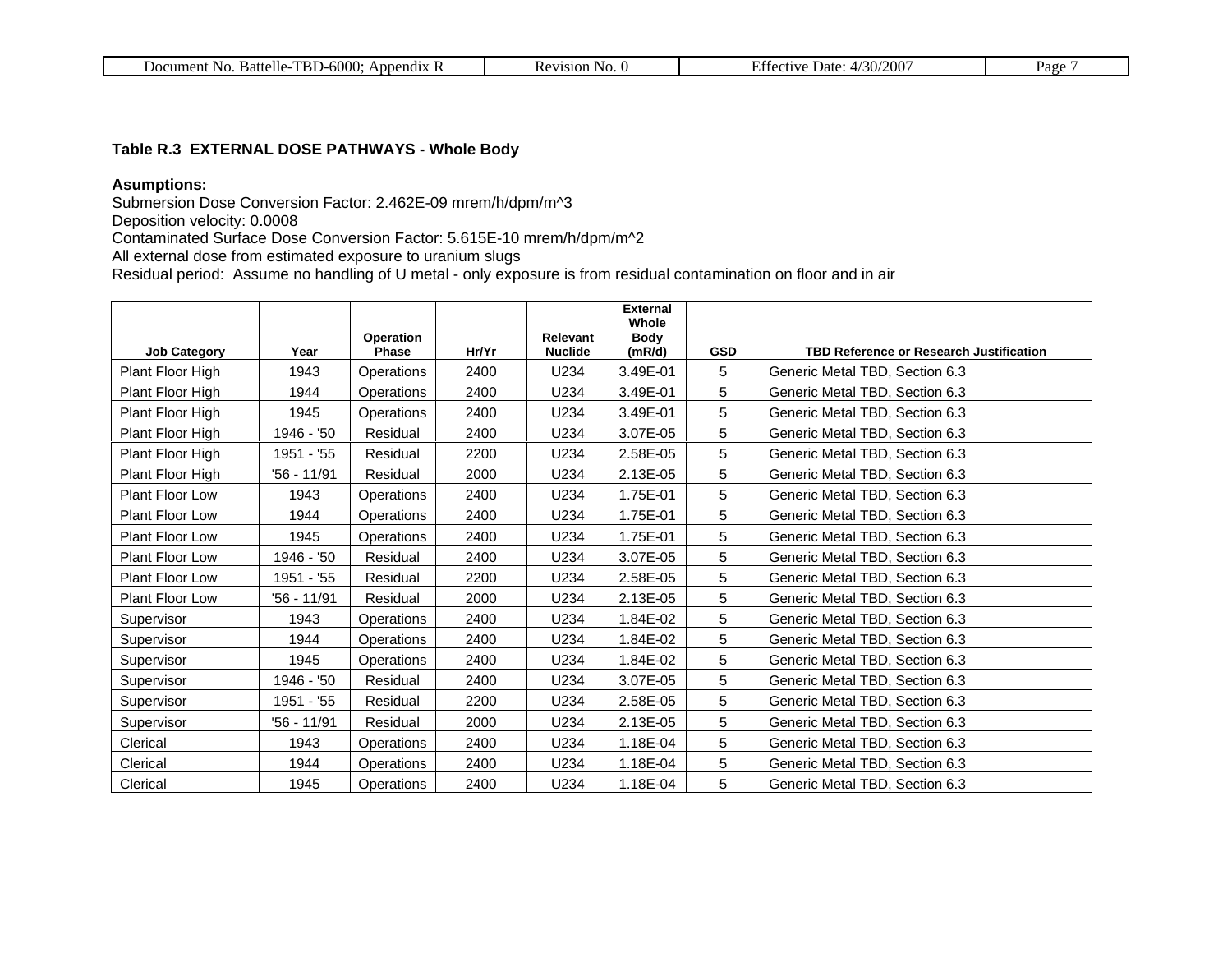**Table R.3 EXTERNAL DOSE PATHWAYS - Whole Body**

**Asumptions:**
Submersion Dose Conversion Factor: 2.462E-09 mrem/h/dpm/m^3
Deposition velocity: 0.0008
Contaminated Surface Dose Conversion Factor: 5.615E-10 mrem/h/dpm/m^2
All external dose from estimated exposure to uranium slugs
Residual period: Assume no handling of U metal - only exposure is from residual contamination on floor and in air

| Job Category | Year | Operation Phase | Hr/Yr | Relevant Nuclide | External Whole Body (mR/d) | GSD | TBD Reference or Research Justification |
|---|---|---|---|---|---|---|---|
| Plant Floor High | 1943 | Operations | 2400 | U234 | 3.49E-01 | 5 | Generic Metal TBD, Section 6.3 |
| Plant Floor High | 1944 | Operations | 2400 | U234 | 3.49E-01 | 5 | Generic Metal TBD, Section 6.3 |
| Plant Floor High | 1945 | Operations | 2400 | U234 | 3.49E-01 | 5 | Generic Metal TBD, Section 6.3 |
| Plant Floor High | 1946 - '50 | Residual | 2400 | U234 | 3.07E-05 | 5 | Generic Metal TBD, Section 6.3 |
| Plant Floor High | 1951 - '55 | Residual | 2200 | U234 | 2.58E-05 | 5 | Generic Metal TBD, Section 6.3 |
| Plant Floor High | '56 - 11/91 | Residual | 2000 | U234 | 2.13E-05 | 5 | Generic Metal TBD, Section 6.3 |
| Plant Floor Low | 1943 | Operations | 2400 | U234 | 1.75E-01 | 5 | Generic Metal TBD, Section 6.3 |
| Plant Floor Low | 1944 | Operations | 2400 | U234 | 1.75E-01 | 5 | Generic Metal TBD, Section 6.3 |
| Plant Floor Low | 1945 | Operations | 2400 | U234 | 1.75E-01 | 5 | Generic Metal TBD, Section 6.3 |
| Plant Floor Low | 1946 - '50 | Residual | 2400 | U234 | 3.07E-05 | 5 | Generic Metal TBD, Section 6.3 |
| Plant Floor Low | 1951 - '55 | Residual | 2200 | U234 | 2.58E-05 | 5 | Generic Metal TBD, Section 6.3 |
| Plant Floor Low | '56 - 11/91 | Residual | 2000 | U234 | 2.13E-05 | 5 | Generic Metal TBD, Section 6.3 |
| Supervisor | 1943 | Operations | 2400 | U234 | 1.84E-02 | 5 | Generic Metal TBD, Section 6.3 |
| Supervisor | 1944 | Operations | 2400 | U234 | 1.84E-02 | 5 | Generic Metal TBD, Section 6.3 |
| Supervisor | 1945 | Operations | 2400 | U234 | 1.84E-02 | 5 | Generic Metal TBD, Section 6.3 |
| Supervisor | 1946 - '50 | Residual | 2400 | U234 | 3.07E-05 | 5 | Generic Metal TBD, Section 6.3 |
| Supervisor | 1951 - '55 | Residual | 2200 | U234 | 2.58E-05 | 5 | Generic Metal TBD, Section 6.3 |
| Supervisor | '56 - 11/91 | Residual | 2000 | U234 | 2.13E-05 | 5 | Generic Metal TBD, Section 6.3 |
| Clerical | 1943 | Operations | 2400 | U234 | 1.18E-04 | 5 | Generic Metal TBD, Section 6.3 |
| Clerical | 1944 | Operations | 2400 | U234 | 1.18E-04 | 5 | Generic Metal TBD, Section 6.3 |
| Clerical | 1945 | Operations | 2400 | U234 | 1.18E-04 | 5 | Generic Metal TBD, Section 6.3 |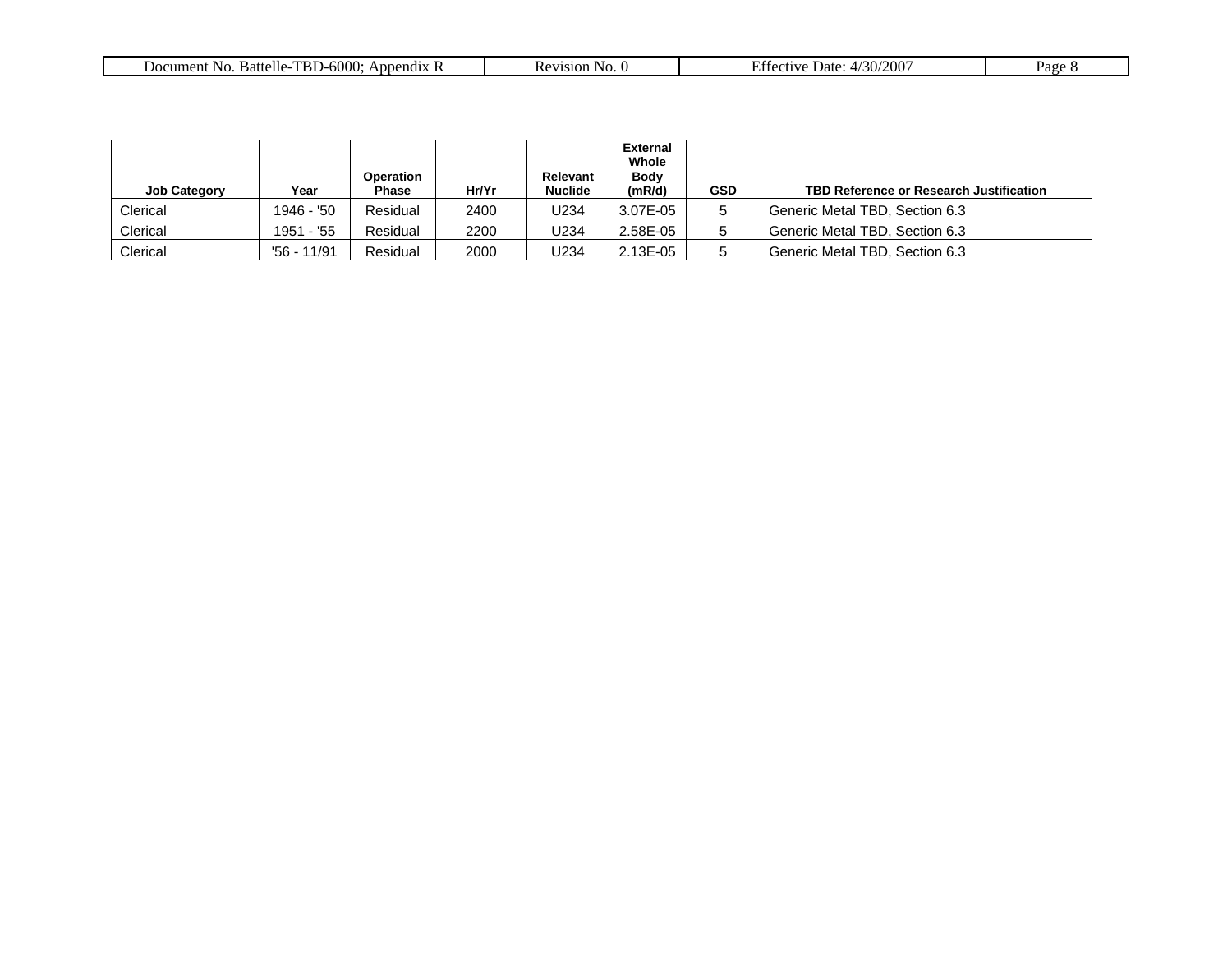| Job Category | Year | Operation Phase | Hr/Yr | Relevant Nuclide | External Whole Body (mR/d) | GSD | TBD Reference or Research Justification |
|---|---|---|---|---|---|---|---|
| Clerical | 1946 - '50 | Residual | 2400 | U234 | 3.07E-05 | 5 | Generic Metal TBD, Section 6.3 |
| Clerical | 1951 - '55 | Residual | 2200 | U234 | 2.58E-05 | 5 | Generic Metal TBD, Section 6.3 |
| Clerical | '56 - 11/91 | Residual | 2000 | U234 | 2.13E-05 | 5 | Generic Metal TBD, Section 6.3 |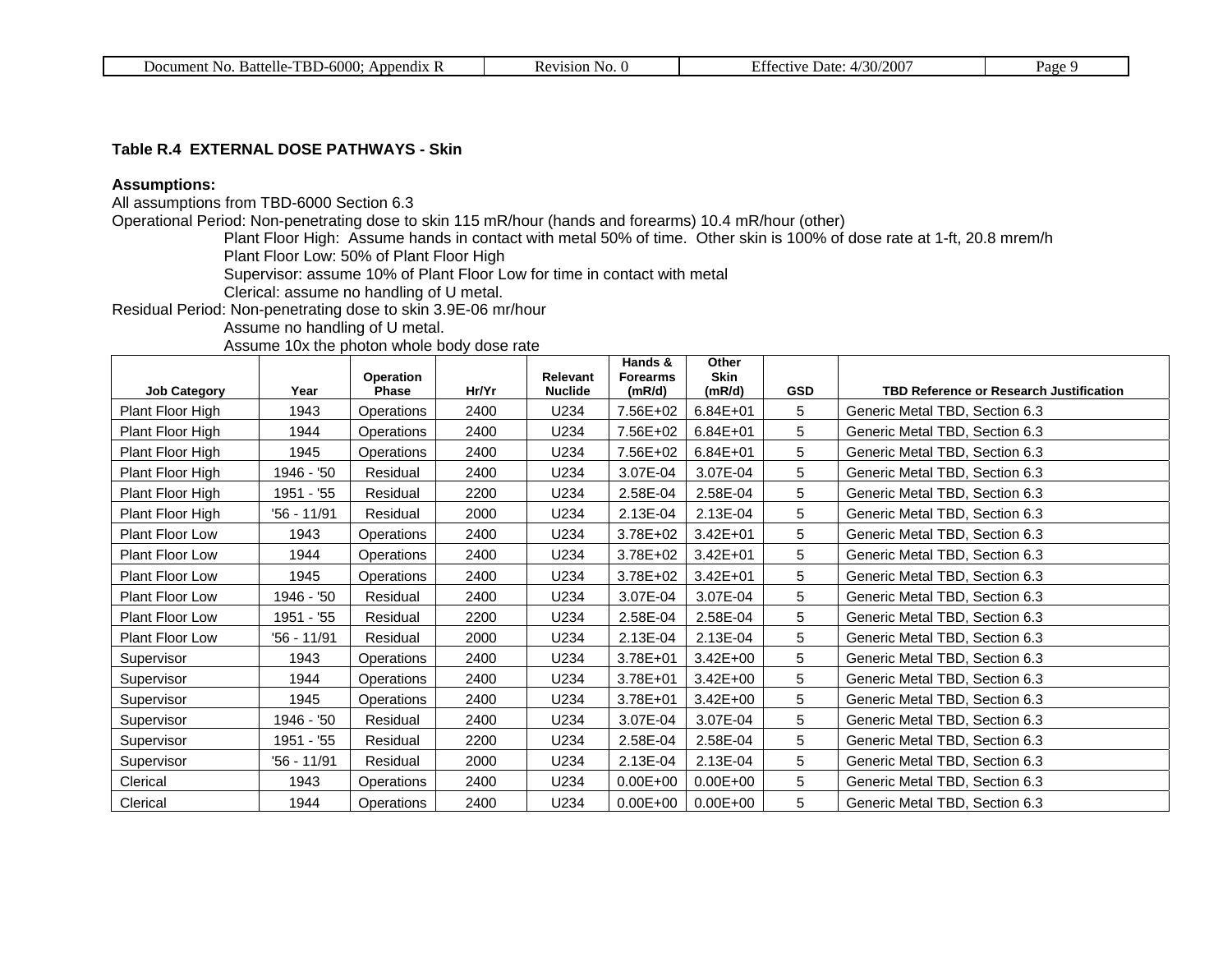**Table R.4 EXTERNAL DOSE PATHWAYS - Skin**

**Assumptions:**

All assumptions from TBD-6000 Section 6.3

Operational Period: Non-penetrating dose to skin 115 mR/hour (hands and forearms) 10.4 mR/hour (other)

Plant Floor High: Assume hands in contact with metal 50% of time. Other skin is 100% of dose rate at 1-ft, 20.8 mrem/h

Plant Floor Low: 50% of Plant Floor High

Supervisor: assume 10% of Plant Floor Low for time in contact with metal

Clerical: assume no handling of U metal.

Residual Period: Non-penetrating dose to skin 3.9E-06 mr/hour

Assume no handling of U metal.

Assume 10x the photon whole body dose rate

| Job Category | Year | Operation Phase | Hr/Yr | Relevant Nuclide | Hands & Forearms (mR/d) | Other Skin (mR/d) | GSD | TBD Reference or Research Justification |
|---|---|---|---|---|---|---|---|---|
| Plant Floor High | 1943 | Operations | 2400 | U234 | 7.56E+02 | 6.84E+01 | 5 | Generic Metal TBD, Section 6.3 |
| Plant Floor High | 1944 | Operations | 2400 | U234 | 7.56E+02 | 6.84E+01 | 5 | Generic Metal TBD, Section 6.3 |
| Plant Floor High | 1945 | Operations | 2400 | U234 | 7.56E+02 | 6.84E+01 | 5 | Generic Metal TBD, Section 6.3 |
| Plant Floor High | 1946 - '50 | Residual | 2400 | U234 | 3.07E-04 | 3.07E-04 | 5 | Generic Metal TBD, Section 6.3 |
| Plant Floor High | 1951 - '55 | Residual | 2200 | U234 | 2.58E-04 | 2.58E-04 | 5 | Generic Metal TBD, Section 6.3 |
| Plant Floor High | '56 - 11/91 | Residual | 2000 | U234 | 2.13E-04 | 2.13E-04 | 5 | Generic Metal TBD, Section 6.3 |
| Plant Floor Low | 1943 | Operations | 2400 | U234 | 3.78E+02 | 3.42E+01 | 5 | Generic Metal TBD, Section 6.3 |
| Plant Floor Low | 1944 | Operations | 2400 | U234 | 3.78E+02 | 3.42E+01 | 5 | Generic Metal TBD, Section 6.3 |
| Plant Floor Low | 1945 | Operations | 2400 | U234 | 3.78E+02 | 3.42E+01 | 5 | Generic Metal TBD, Section 6.3 |
| Plant Floor Low | 1946 - '50 | Residual | 2400 | U234 | 3.07E-04 | 3.07E-04 | 5 | Generic Metal TBD, Section 6.3 |
| Plant Floor Low | 1951 - '55 | Residual | 2200 | U234 | 2.58E-04 | 2.58E-04 | 5 | Generic Metal TBD, Section 6.3 |
| Plant Floor Low | '56 - 11/91 | Residual | 2000 | U234 | 2.13E-04 | 2.13E-04 | 5 | Generic Metal TBD, Section 6.3 |
| Supervisor | 1943 | Operations | 2400 | U234 | 3.78E+01 | 3.42E+00 | 5 | Generic Metal TBD, Section 6.3 |
| Supervisor | 1944 | Operations | 2400 | U234 | 3.78E+01 | 3.42E+00 | 5 | Generic Metal TBD, Section 6.3 |
| Supervisor | 1945 | Operations | 2400 | U234 | 3.78E+01 | 3.42E+00 | 5 | Generic Metal TBD, Section 6.3 |
| Supervisor | 1946 - '50 | Residual | 2400 | U234 | 3.07E-04 | 3.07E-04 | 5 | Generic Metal TBD, Section 6.3 |
| Supervisor | 1951 - '55 | Residual | 2200 | U234 | 2.58E-04 | 2.58E-04 | 5 | Generic Metal TBD, Section 6.3 |
| Supervisor | '56 - 11/91 | Residual | 2000 | U234 | 2.13E-04 | 2.13E-04 | 5 | Generic Metal TBD, Section 6.3 |
| Clerical | 1943 | Operations | 2400 | U234 | 0.00E+00 | 0.00E+00 | 5 | Generic Metal TBD, Section 6.3 |
| Clerical | 1944 | Operations | 2400 | U234 | 0.00E+00 | 0.00E+00 | 5 | Generic Metal TBD, Section 6.3 |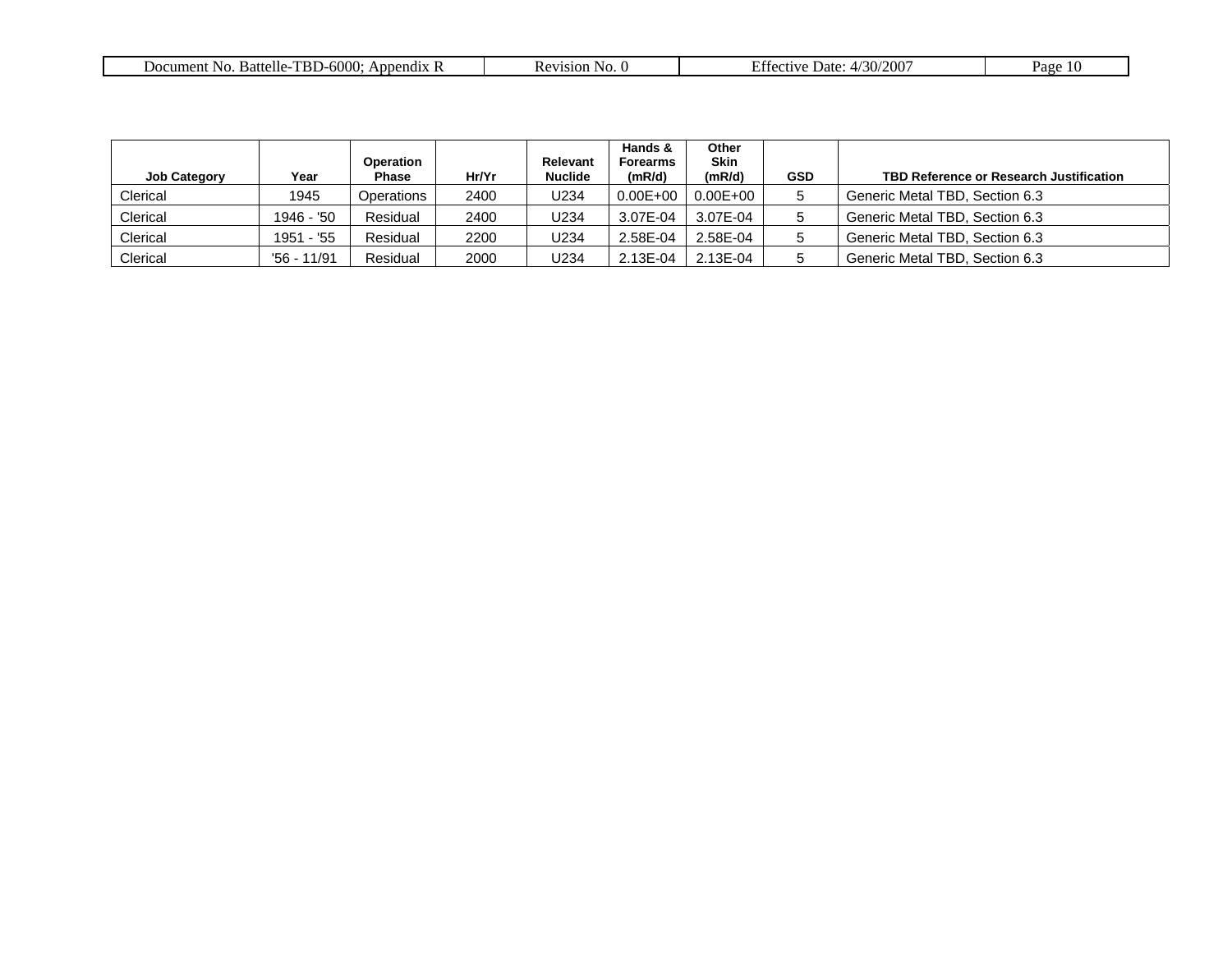| Job Category | Year | Operation Phase | Hr/Yr | Relevant Nuclide | Hands & Forearms (mR/d) | Other Skin (mR/d) | GSD | TBD Reference or Research Justification |
|---|---|---|---|---|---|---|---|---|
| Clerical | 1945 | Operations | 2400 | U234 | 0.00E+00 | 0.00E+00 | 5 | Generic Metal TBD, Section 6.3 |
| Clerical | 1946 - '50 | Residual | 2400 | U234 | 3.07E-04 | 3.07E-04 | 5 | Generic Metal TBD, Section 6.3 |
| Clerical | 1951 - '55 | Residual | 2200 | U234 | 2.58E-04 | 2.58E-04 | 5 | Generic Metal TBD, Section 6.3 |
| Clerical | '56 - 11/91 | Residual | 2000 | U234 | 2.13E-04 | 2.13E-04 | 5 | Generic Metal TBD, Section 6.3 |